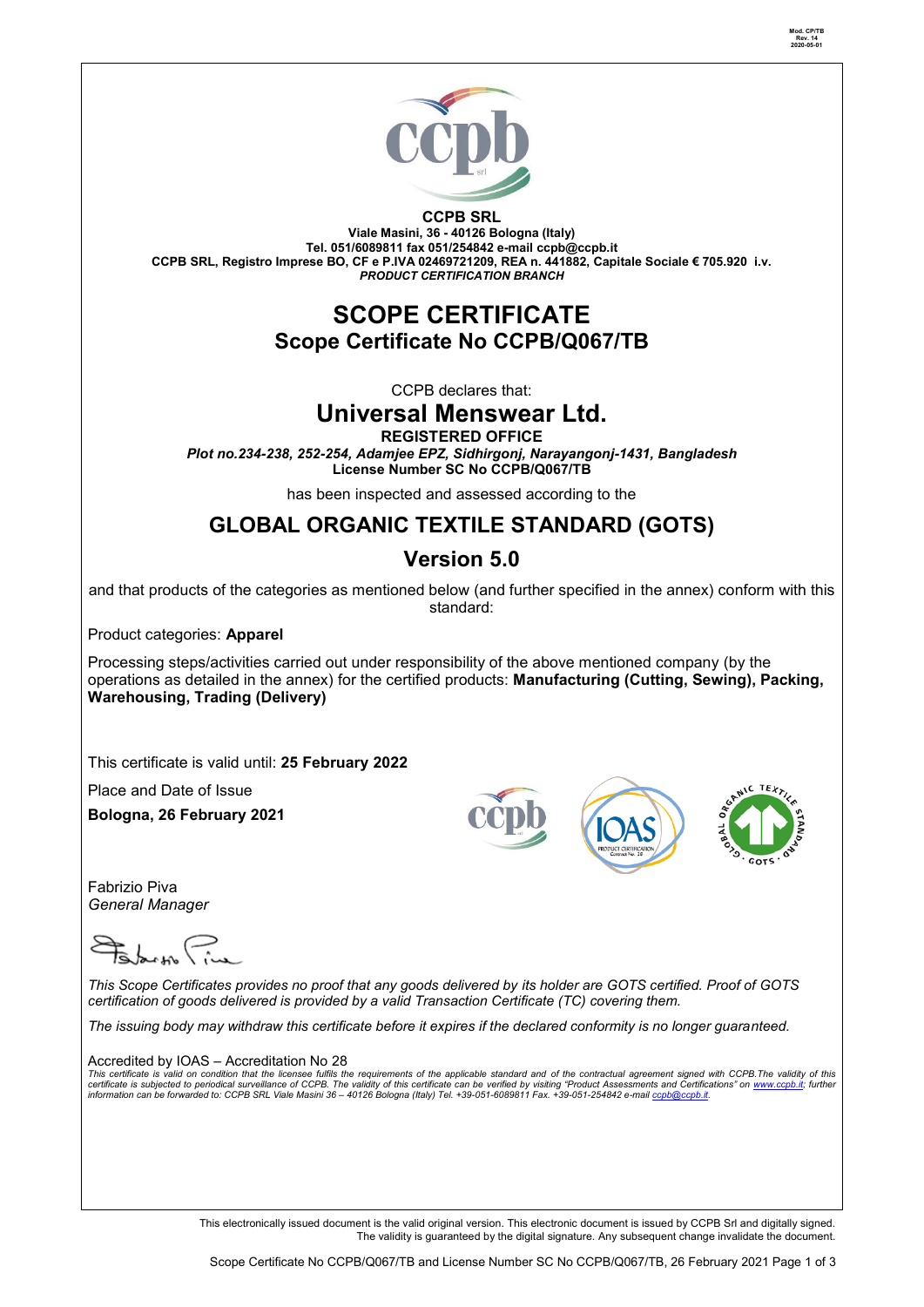Mod. CP/TB
Rev. 14
2020-05-01

**CCPB SRL**
**Viale Masini, 36 - 40126 Bologna (Italy)**
**Tel. 051/6089811 fax 051/254842 e-mail ccpb@ccpb.it**
**CCPB SRL, Registro Imprese BO, CF e P.IVA 02469721209, REA n. 441882, Capitale Sociale € 705.920 i.v.**
***PRODUCT CERTIFICATION BRANCH***

# SCOPE CERTIFICATE

## Scope Certificate No CCPB/Q067/TB

CCPB declares that:

## Universal Menswear Ltd.

**REGISTERED OFFICE**
***Plot no.234-238, 252-254, Adamjee EPZ, Sidhirgonj, Narayangonj-1431, Bangladesh***
**License Number SC No CCPB/Q067/TB**

has been inspected and assessed according to the

## GLOBAL ORGANIC TEXTILE STANDARD (GOTS)

## Version 5.0

and that products of the categories as mentioned below (and further specified in the annex) conform with this standard:

Product categories: **Apparel**

Processing steps/activities carried out under responsibility of the above mentioned company (by the operations as detailed in the annex) for the certified products: **Manufacturing (Cutting, Sewing), Packing, Warehousing, Trading (Delivery)**

This certificate is valid until: **25 February 2022**

Place and Date of Issue

**Bologna, 26 February 2021**

Fabrizio Piva
*General Manager*

*This Scope Certificates provides no proof that any goods delivered by its holder are GOTS certified. Proof of GOTS certification of goods delivered is provided by a valid Transaction Certificate (TC) covering them.*

*The issuing body may withdraw this certificate before it expires if the declared conformity is no longer guaranteed.*

Accredited by IOAS – Accreditation No 28

*This certificate is valid on condition that the licensee fulfils the requirements of the applicable standard and of the contractual agreement signed with CCPB.The validity of this certificate is subjected to periodical surveillance of CCPB. The validity of this certificate can be verified by visiting "Product Assessments and Certifications" on www.ccpb.it; further information can be forwarded to: CCPB SRL Viale Masini 36 – 40126 Bologna (Italy) Tel. +39-051-6089811 Fax. +39-051-254842 e-mail ccpb@ccpb.it.*

This electronically issued document is the valid original version. This electronic document is issued by CCPB Srl and digitally signed. The validity is guaranteed by the digital signature. Any subsequent change invalidate the document.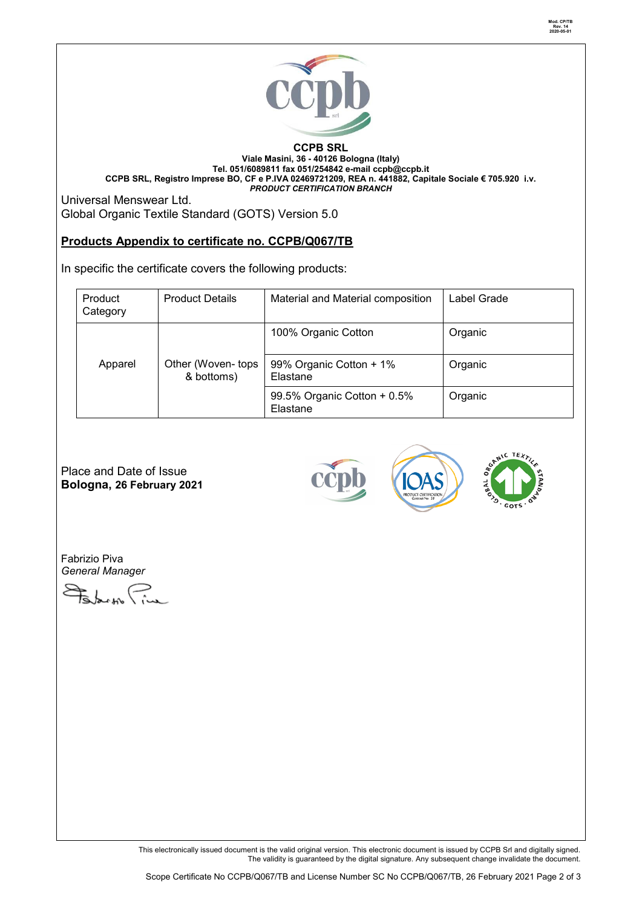**CCPB SRL**

**Viale Masini, 36 - 40126 Bologna (Italy)**

**Tel. 051/6089811 fax 051/254842 e-mail ccpb@ccpb.it**

**CCPB SRL, Registro Imprese BO, CF e P.IVA 02469721209, REA n. 441882, Capitale Sociale € 705.920 i.v.**

***PRODUCT CERTIFICATION BRANCH***

Universal Menswear Ltd.

Global Organic Textile Standard (GOTS) Version 5.0

## Products Appendix to certificate no. CCPB/Q067/TB

In specific the certificate covers the following products:

| Product Category | Product Details | Material and Material composition | Label Grade |
|---|---|---|---|
| Apparel | Other (Woven- tops & bottoms) | 100% Organic Cotton | Organic |
| | | 99% Organic Cotton + 1% Elastane | Organic |
| | | 99.5% Organic Cotton + 0.5% Elastane | Organic |

Place and Date of Issue

**Bologna, 26 February 2021**

Fabrizio Piva

*General Manager*

This electronically issued document is the valid original version. This electronic document is issued by CCPB Srl and digitally signed. The validity is guaranteed by the digital signature. Any subsequent change invalidate the document.

Scope Certificate No CCPB/Q067/TB and License Number SC No CCPB/Q067/TB, 26 February 2021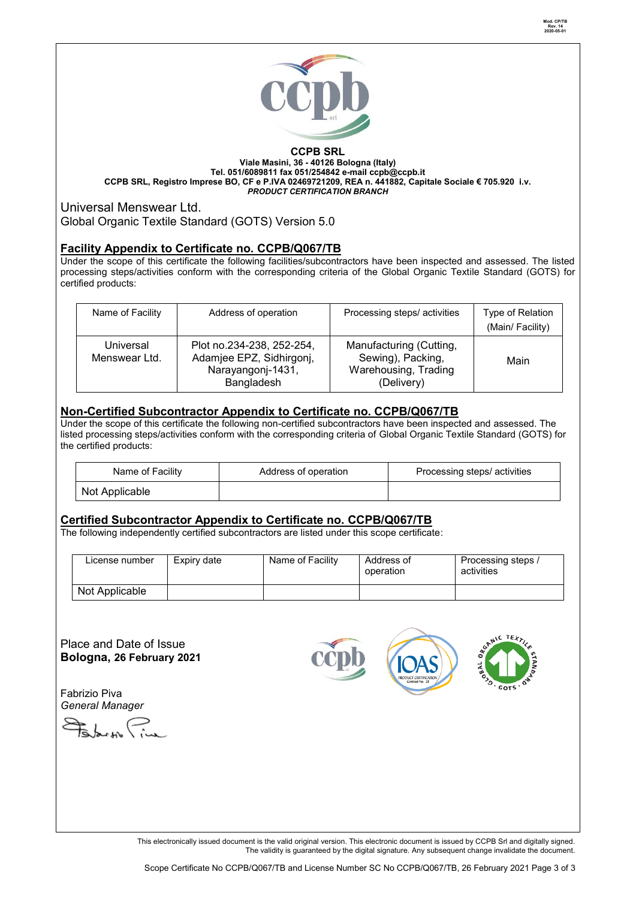**CCPB SRL**

**Viale Masini, 36 - 40126 Bologna (Italy)**
**Tel. 051/6089811 fax 051/254842 e-mail ccpb@ccpb.it**
**CCPB SRL, Registro Imprese BO, CF e P.IVA 02469721209, REA n. 441882, Capitale Sociale € 705.920 i.v.**
***PRODUCT CERTIFICATION BRANCH***

Universal Menswear Ltd.
Global Organic Textile Standard (GOTS) Version 5.0

## Facility Appendix to Certificate no. CCPB/Q067/TB

Under the scope of this certificate the following facilities/subcontractors have been inspected and assessed. The listed processing steps/activities conform with the corresponding criteria of the Global Organic Textile Standard (GOTS) for certified products:

| Name of Facility | Address of operation | Processing steps/ activities | Type of Relation (Main/ Facility) |
|---|---|---|---|
| Universal Menswear Ltd. | Plot no.234-238, 252-254, Adamjee EPZ, Sidhirgonj, Narayangonj-1431, Bangladesh | Manufacturing (Cutting, Sewing), Packing, Warehousing, Trading (Delivery) | Main |

## Non-Certified Subcontractor Appendix to Certificate no. CCPB/Q067/TB

Under the scope of this certificate the following non-certified subcontractors have been inspected and assessed. The listed processing steps/activities conform with the corresponding criteria of Global Organic Textile Standard (GOTS) for the certified products:

| Name of Facility | Address of operation | Processing steps/ activities |
|---|---|---|
| Not Applicable | | |

## Certified Subcontractor Appendix to Certificate no. CCPB/Q067/TB

The following independently certified subcontractors are listed under this scope certificate:

| License number | Expiry date | Name of Facility | Address of operation | Processing steps / activities |
|---|---|---|---|---|
| Not Applicable | | | | |

Place and Date of Issue
**Bologna, 26 February 2021**

Fabrizio Piva
*General Manager*

This electronically issued document is the valid original version. This electronic document is issued by CCPB Srl and digitally signed. The validity is guaranteed by the digital signature. Any subsequent change invalidate the document.

Scope Certificate No CCPB/Q067/TB and License Number SC No CCPB/Q067/TB, 26 February 2021